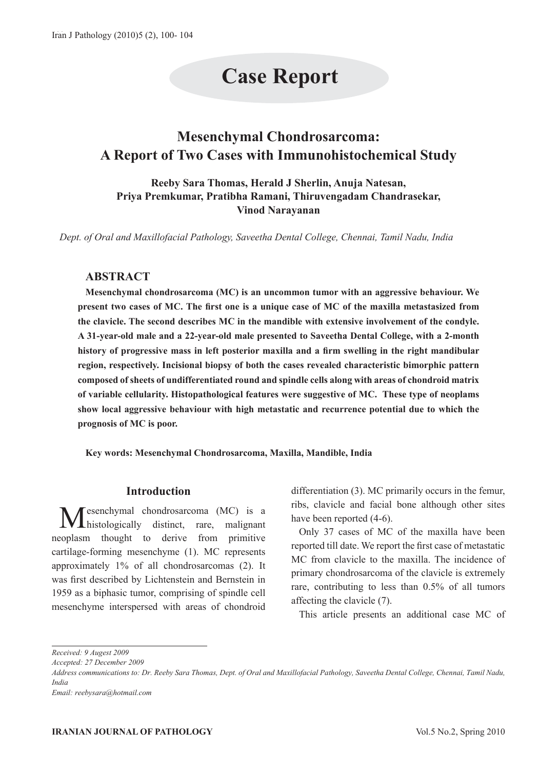# Case Report

## Mesenchymal Chondrosarcoma: A Report of Two Cases with Immunohistochemical Study

**Reeby Sara Thomas, Herald J Sherlin, Anuja Natesan, Priya Premkumar, Pratibha Ramani, Thiruvengadam Chandrasekar, Vinod Narayanan**

*Dept. of Oral and Maxillofacial Pathology, Saveetha Dental College, Chennai, Tamil Nadu, India*

### ABSTRACT

**Mesenchymal chondrosarcoma (MC) is an uncommon tumor with an aggressive behaviour. We present two cases of MC. The first one is a unique case of MC of the maxilla metastasized from the clavicle. The second describes MC in the mandible with extensive involvement of the condyle. A 31-year-old male and a 22-year-old male presented to Saveetha Dental College, with a 2-month history of progressive mass in left posterior maxilla and a firm swelling in the right mandibular region, respectively. Incisional biopsy of both the cases revealed characteristic bimorphic pattern composed of sheets of undifferentiated round and spindle cells along with areas of chondroid matrix of variable cellularity. Histopathological features were suggestive of MC. These type of neoplams show local aggressive behaviour with high metastatic and recurrence potential due to which the prognosis of MC is poor.**

**Key words: Mesenchymal Chondrosarcoma, Maxilla, Mandible, India**

### Introduction

Mesenchymal chondrosarcoma (MC) is a histologically distinct, rare, malignant neoplasm thought to derive from primitive cartilage-forming mesenchyme (1). MC represents approximately 1% of all chondrosarcomas (2). It was first described by Lichtenstein and Bernstein in 1959 as a biphasic tumor, comprising of spindle cell mesenchyme interspersed with areas of chondroid differentiation (3). MC primarily occurs in the femur, ribs, clavicle and facial bone although other sites have been reported (4-6).

Only 37 cases of MC of the maxilla have been reported till date. We report the first case of metastatic MC from clavicle to the maxilla. The incidence of primary chondrosarcoma of the clavicle is extremely rare, contributing to less than 0.5% of all tumors affecting the clavicle (7).

This article presents an additional case MC of

---

*Received: 9 Augest 2009*
*Accepted: 27 December 2009*
*Address communications to: Dr. Reeby Sara Thomas, Dept. of Oral and Maxillofacial Pathology, Saveetha Dental College, Chennai, Tamil Nadu, India*
*Email: reebysara@hotmail.com*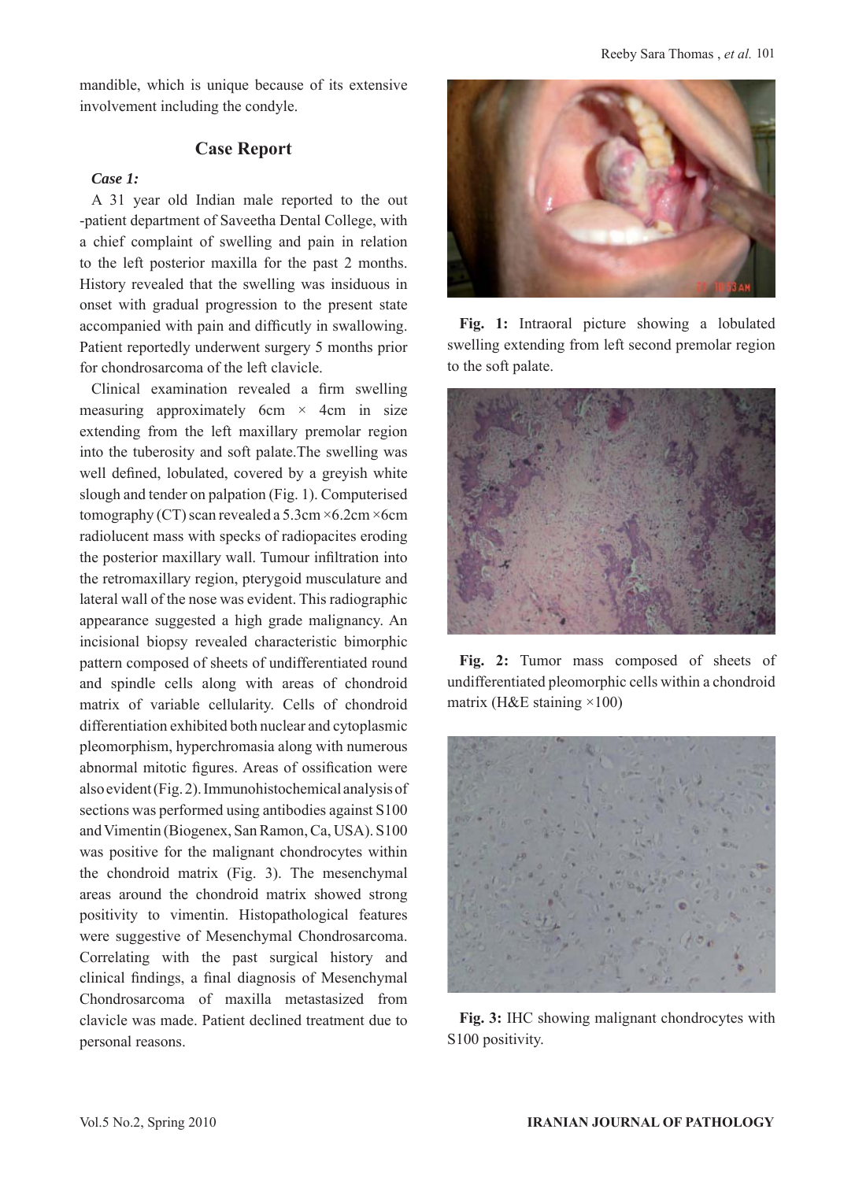mandible, which is unique because of its extensive involvement including the condyle.

## Case Report

***Case 1:***

A 31 year old Indian male reported to the out -patient department of Saveetha Dental College, with a chief complaint of swelling and pain in relation to the left posterior maxilla for the past 2 months. History revealed that the swelling was insiduous in onset with gradual progression to the present state accompanied with pain and difficutly in swallowing. Patient reportedly underwent surgery 5 months prior for chondrosarcoma of the left clavicle.

Clinical examination revealed a firm swelling measuring approximately 6cm × 4cm in size extending from the left maxillary premolar region into the tuberosity and soft palate.The swelling was well defined, lobulated, covered by a greyish white slough and tender on palpation (Fig. 1). Computerised tomography (CT) scan revealed a 5.3cm ×6.2cm ×6cm radiolucent mass with specks of radiopacites eroding the posterior maxillary wall. Tumour infiltration into the retromaxillary region, pterygoid musculature and lateral wall of the nose was evident. This radiographic appearance suggested a high grade malignancy. An incisional biopsy revealed characteristic bimorphic pattern composed of sheets of undifferentiated round and spindle cells along with areas of chondroid matrix of variable cellularity. Cells of chondroid differentiation exhibited both nuclear and cytoplasmic pleomorphism, hyperchromasia along with numerous abnormal mitotic figures. Areas of ossification were also evident (Fig. 2). Immunohistochemical analysis of sections was performed using antibodies against S100 and Vimentin (Biogenex, San Ramon, Ca, USA). S100 was positive for the malignant chondrocytes within the chondroid matrix (Fig. 3). The mesenchymal areas around the chondroid matrix showed strong positivity to vimentin. Histopathological features were suggestive of Mesenchymal Chondrosarcoma. Correlating with the past surgical history and clinical findings, a final diagnosis of Mesenchymal Chondrosarcoma of maxilla metastasized from clavicle was made. Patient declined treatment due to personal reasons.

**Fig. 1:** Intraoral picture showing a lobulated swelling extending from left second premolar region to the soft palate.

**Fig. 2:** Tumor mass composed of sheets of undifferentiated pleomorphic cells within a chondroid matrix (H&E staining ×100)

**Fig. 3:** IHC showing malignant chondrocytes with S100 positivity.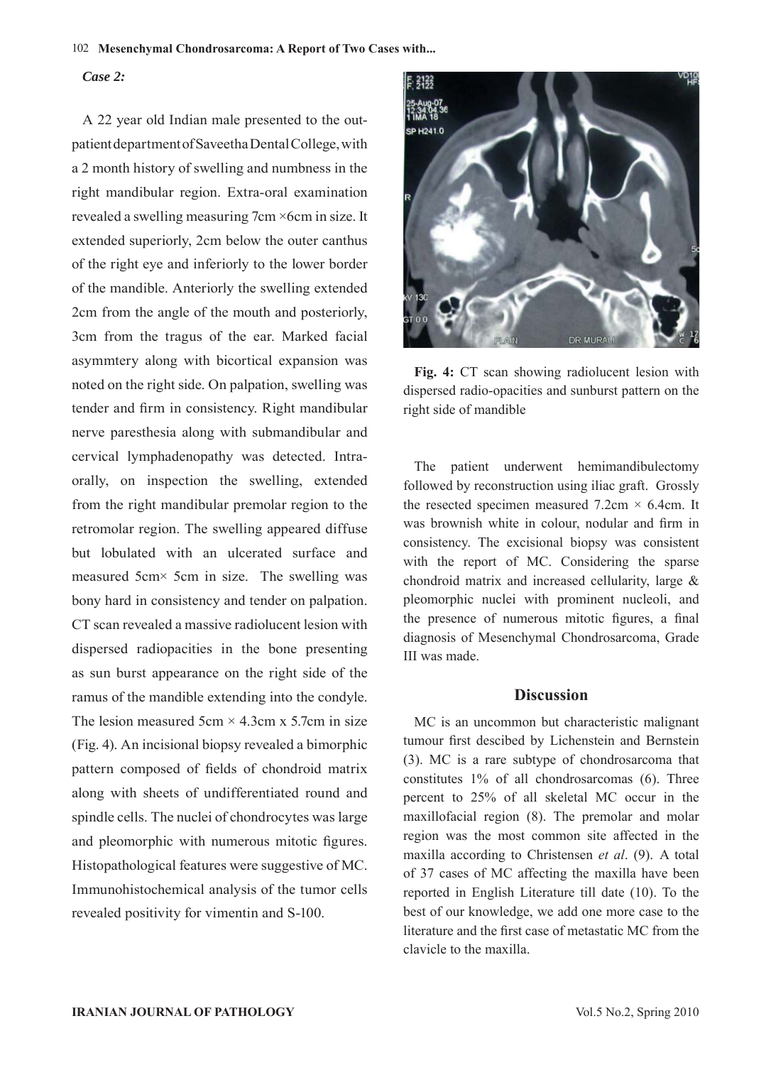*Case 2:*

A 22 year old Indian male presented to the outpatient department of Saveetha Dental College, with a 2 month history of swelling and numbness in the right mandibular region. Extra-oral examination revealed a swelling measuring 7cm ×6cm in size. It extended superiorly, 2cm below the outer canthus of the right eye and inferiorly to the lower border of the mandible. Anteriorly the swelling extended 2cm from the angle of the mouth and posteriorly, 3cm from the tragus of the ear. Marked facial asymmtery along with bicortical expansion was noted on the right side. On palpation, swelling was tender and firm in consistency. Right mandibular nerve paresthesia along with submandibular and cervical lymphadenopathy was detected. Intra-orally, on inspection the swelling, extended from the right mandibular premolar region to the retromolar region. The swelling appeared diffuse but lobulated with an ulcerated surface and measured 5cm× 5cm in size. The swelling was bony hard in consistency and tender on palpation. CT scan revealed a massive radiolucent lesion with dispersed radiopacities in the bone presenting as sun burst appearance on the right side of the ramus of the mandible extending into the condyle. The lesion measured 5cm × 4.3cm x 5.7cm in size (Fig. 4). An incisional biopsy revealed a bimorphic pattern composed of fields of chondroid matrix along with sheets of undifferentiated round and spindle cells. The nuclei of chondrocytes was large and pleomorphic with numerous mitotic figures. Histopathological features were suggestive of MC. Immunohistochemical analysis of the tumor cells revealed positivity for vimentin and S-100.

**Fig. 4:** CT scan showing radiolucent lesion with dispersed radio-opacities and sunburst pattern on the right side of mandible

The patient underwent hemimandibulectomy followed by reconstruction using iliac graft. Grossly the resected specimen measured 7.2cm × 6.4cm. It was brownish white in colour, nodular and firm in consistency. The excisional biopsy was consistent with the report of MC. Considering the sparse chondroid matrix and increased cellularity, large & pleomorphic nuclei with prominent nucleoli, and the presence of numerous mitotic figures, a final diagnosis of Mesenchymal Chondrosarcoma, Grade III was made.

## Discussion

MC is an uncommon but characteristic malignant tumour first descibed by Lichenstein and Bernstein (3). MC is a rare subtype of chondrosarcoma that constitutes 1% of all chondrosarcomas (6). Three percent to 25% of all skeletal MC occur in the maxillofacial region (8). The premolar and molar region was the most common site affected in the maxilla according to Christensen *et al*. (9). A total of 37 cases of MC affecting the maxilla have been reported in English Literature till date (10). To the best of our knowledge, we add one more case to the literature and the first case of metastatic MC from the clavicle to the maxilla.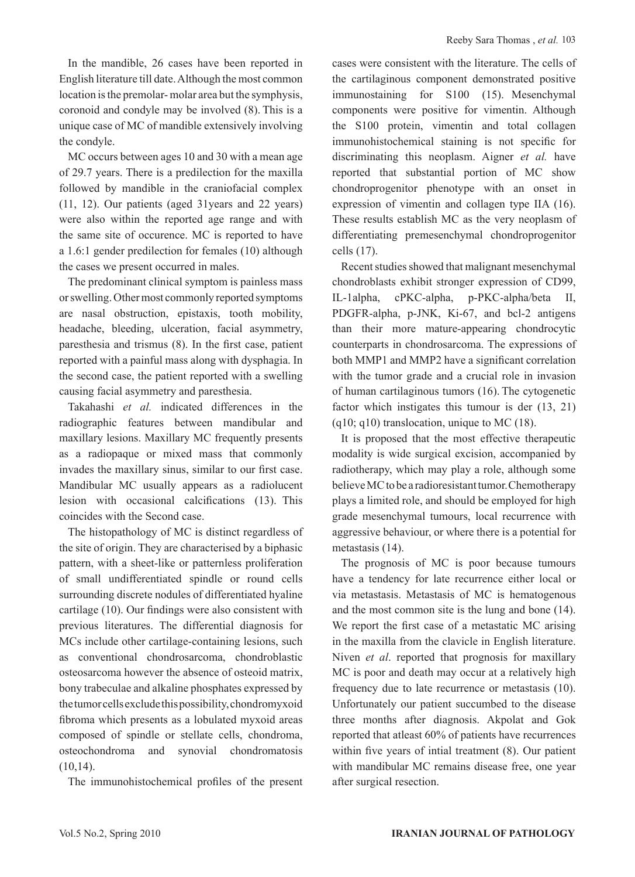In the mandible, 26 cases have been reported in English literature till date. Although the most common location is the premolar- molar area but the symphysis, coronoid and condyle may be involved (8). This is a unique case of MC of mandible extensively involving the condyle.

MC occurs between ages 10 and 30 with a mean age of 29.7 years. There is a predilection for the maxilla followed by mandible in the craniofacial complex (11, 12). Our patients (aged 31years and 22 years) were also within the reported age range and with the same site of occurence. MC is reported to have a 1.6:1 gender predilection for females (10) although the cases we present occurred in males.

The predominant clinical symptom is painless mass or swelling. Other most commonly reported symptoms are nasal obstruction, epistaxis, tooth mobility, headache, bleeding, ulceration, facial asymmetry, paresthesia and trismus (8). In the first case, patient reported with a painful mass along with dysphagia. In the second case, the patient reported with a swelling causing facial asymmetry and paresthesia.

Takahashi *et al.* indicated differences in the radiographic features between mandibular and maxillary lesions. Maxillary MC frequently presents as a radiopaque or mixed mass that commonly invades the maxillary sinus, similar to our first case. Mandibular MC usually appears as a radiolucent lesion with occasional calcifications (13). This coincides with the Second case.

The histopathology of MC is distinct regardless of the site of origin. They are characterised by a biphasic pattern, with a sheet-like or patternless proliferation of small undifferentiated spindle or round cells surrounding discrete nodules of differentiated hyaline cartilage (10). Our findings were also consistent with previous literatures. The differential diagnosis for MCs include other cartilage-containing lesions, such as conventional chondrosarcoma, chondroblastic osteosarcoma however the absence of osteoid matrix, bony trabeculae and alkaline phosphates expressed by the tumor cells exclude this possibility, chondromyxoid fibroma which presents as a lobulated myxoid areas composed of spindle or stellate cells, chondroma, osteochondroma and synovial chondromatosis (10,14).

The immunohistochemical profiles of the present cases were consistent with the literature. The cells of the cartilaginous component demonstrated positive immunostaining for S100 (15). Mesenchymal components were positive for vimentin. Although the S100 protein, vimentin and total collagen immunohistochemical staining is not specific for discriminating this neoplasm. Aigner *et al.* have reported that substantial portion of MC show chondroprogenitor phenotype with an onset in expression of vimentin and collagen type IIA (16). These results establish MC as the very neoplasm of differentiating premesenchymal chondroprogenitor cells (17).

Recent studies showed that malignant mesenchymal chondroblasts exhibit stronger expression of CD99, IL-1alpha, cPKC-alpha, p-PKC-alpha/beta II, PDGFR-alpha, p-JNK, Ki-67, and bcl-2 antigens than their more mature-appearing chondrocytic counterparts in chondrosarcoma. The expressions of both MMP1 and MMP2 have a significant correlation with the tumor grade and a crucial role in invasion of human cartilaginous tumors (16). The cytogenetic factor which instigates this tumour is der (13, 21) (q10; q10) translocation, unique to MC (18).

It is proposed that the most effective therapeutic modality is wide surgical excision, accompanied by radiotherapy, which may play a role, although some believe MC to be a radioresistant tumor. Chemotherapy plays a limited role, and should be employed for high grade mesenchymal tumours, local recurrence with aggressive behaviour, or where there is a potential for metastasis (14).

The prognosis of MC is poor because tumours have a tendency for late recurrence either local or via metastasis. Metastasis of MC is hematogenous and the most common site is the lung and bone (14). We report the first case of a metastatic MC arising in the maxilla from the clavicle in English literature. Niven *et al*. reported that prognosis for maxillary MC is poor and death may occur at a relatively high frequency due to late recurrence or metastasis (10). Unfortunately our patient succumbed to the disease three months after diagnosis. Akpolat and Gok reported that atleast 60% of patients have recurrences within five years of intial treatment (8). Our patient with mandibular MC remains disease free, one year after surgical resection.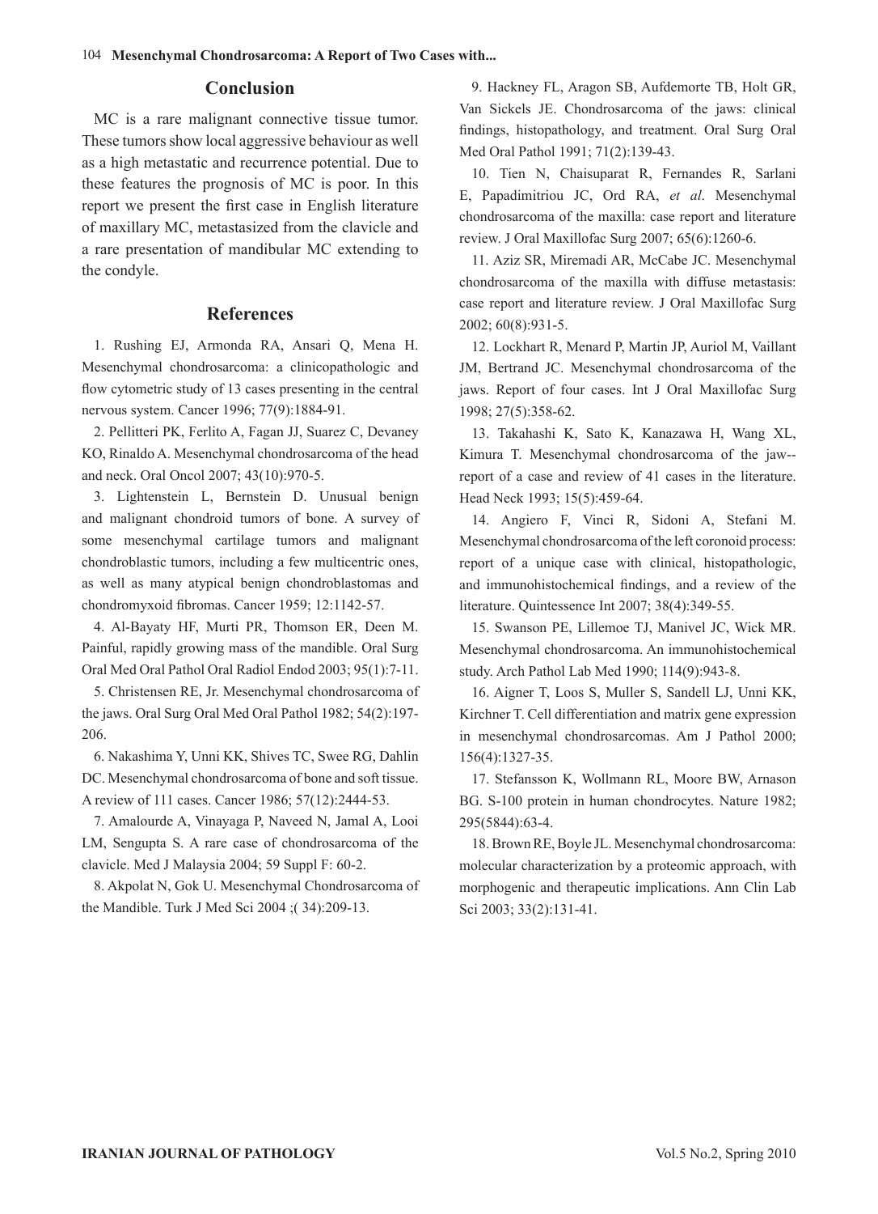## Conclusion

MC is a rare malignant connective tissue tumor. These tumors show local aggressive behaviour as well as a high metastatic and recurrence potential. Due to these features the prognosis of MC is poor. In this report we present the first case in English literature of maxillary MC, metastasized from the clavicle and a rare presentation of mandibular MC extending to the condyle.

## References

1. Rushing EJ, Armonda RA, Ansari Q, Mena H. Mesenchymal chondrosarcoma: a clinicopathologic and flow cytometric study of 13 cases presenting in the central nervous system. Cancer 1996; 77(9):1884-91.

2. Pellitteri PK, Ferlito A, Fagan JJ, Suarez C, Devaney KO, Rinaldo A. Mesenchymal chondrosarcoma of the head and neck. Oral Oncol 2007; 43(10):970-5.

3. Lightenstein L, Bernstein D. Unusual benign and malignant chondroid tumors of bone. A survey of some mesenchymal cartilage tumors and malignant chondroblastic tumors, including a few multicentric ones, as well as many atypical benign chondroblastomas and chondromyxoid fibromas. Cancer 1959; 12:1142-57.

4. Al-Bayaty HF, Murti PR, Thomson ER, Deen M. Painful, rapidly growing mass of the mandible. Oral Surg Oral Med Oral Pathol Oral Radiol Endod 2003; 95(1):7-11.

5. Christensen RE, Jr. Mesenchymal chondrosarcoma of the jaws. Oral Surg Oral Med Oral Pathol 1982; 54(2):197-206.

6. Nakashima Y, Unni KK, Shives TC, Swee RG, Dahlin DC. Mesenchymal chondrosarcoma of bone and soft tissue. A review of 111 cases. Cancer 1986; 57(12):2444-53.

7. Amalourde A, Vinayaga P, Naveed N, Jamal A, Looi LM, Sengupta S. A rare case of chondrosarcoma of the clavicle. Med J Malaysia 2004; 59 Suppl F: 60-2.

8. Akpolat N, Gok U. Mesenchymal Chondrosarcoma of the Mandible. Turk J Med Sci 2004 ;( 34):209-13.

9. Hackney FL, Aragon SB, Aufdemorte TB, Holt GR, Van Sickels JE. Chondrosarcoma of the jaws: clinical findings, histopathology, and treatment. Oral Surg Oral Med Oral Pathol 1991; 71(2):139-43.

10. Tien N, Chaisuparat R, Fernandes R, Sarlani E, Papadimitriou JC, Ord RA, *et al*. Mesenchymal chondrosarcoma of the maxilla: case report and literature review. J Oral Maxillofac Surg 2007; 65(6):1260-6.

11. Aziz SR, Miremadi AR, McCabe JC. Mesenchymal chondrosarcoma of the maxilla with diffuse metastasis: case report and literature review. J Oral Maxillofac Surg 2002; 60(8):931-5.

12. Lockhart R, Menard P, Martin JP, Auriol M, Vaillant JM, Bertrand JC. Mesenchymal chondrosarcoma of the jaws. Report of four cases. Int J Oral Maxillofac Surg 1998; 27(5):358-62.

13. Takahashi K, Sato K, Kanazawa H, Wang XL, Kimura T. Mesenchymal chondrosarcoma of the jaw--report of a case and review of 41 cases in the literature. Head Neck 1993; 15(5):459-64.

14. Angiero F, Vinci R, Sidoni A, Stefani M. Mesenchymal chondrosarcoma of the left coronoid process: report of a unique case with clinical, histopathologic, and immunohistochemical findings, and a review of the literature. Quintessence Int 2007; 38(4):349-55.

15. Swanson PE, Lillemoe TJ, Manivel JC, Wick MR. Mesenchymal chondrosarcoma. An immunohistochemical study. Arch Pathol Lab Med 1990; 114(9):943-8.

16. Aigner T, Loos S, Muller S, Sandell LJ, Unni KK, Kirchner T. Cell differentiation and matrix gene expression in mesenchymal chondrosarcomas. Am J Pathol 2000; 156(4):1327-35.

17. Stefansson K, Wollmann RL, Moore BW, Arnason BG. S-100 protein in human chondrocytes. Nature 1982; 295(5844):63-4.

18. Brown RE, Boyle JL. Mesenchymal chondrosarcoma: molecular characterization by a proteomic approach, with morphogenic and therapeutic implications. Ann Clin Lab Sci 2003; 33(2):131-41.